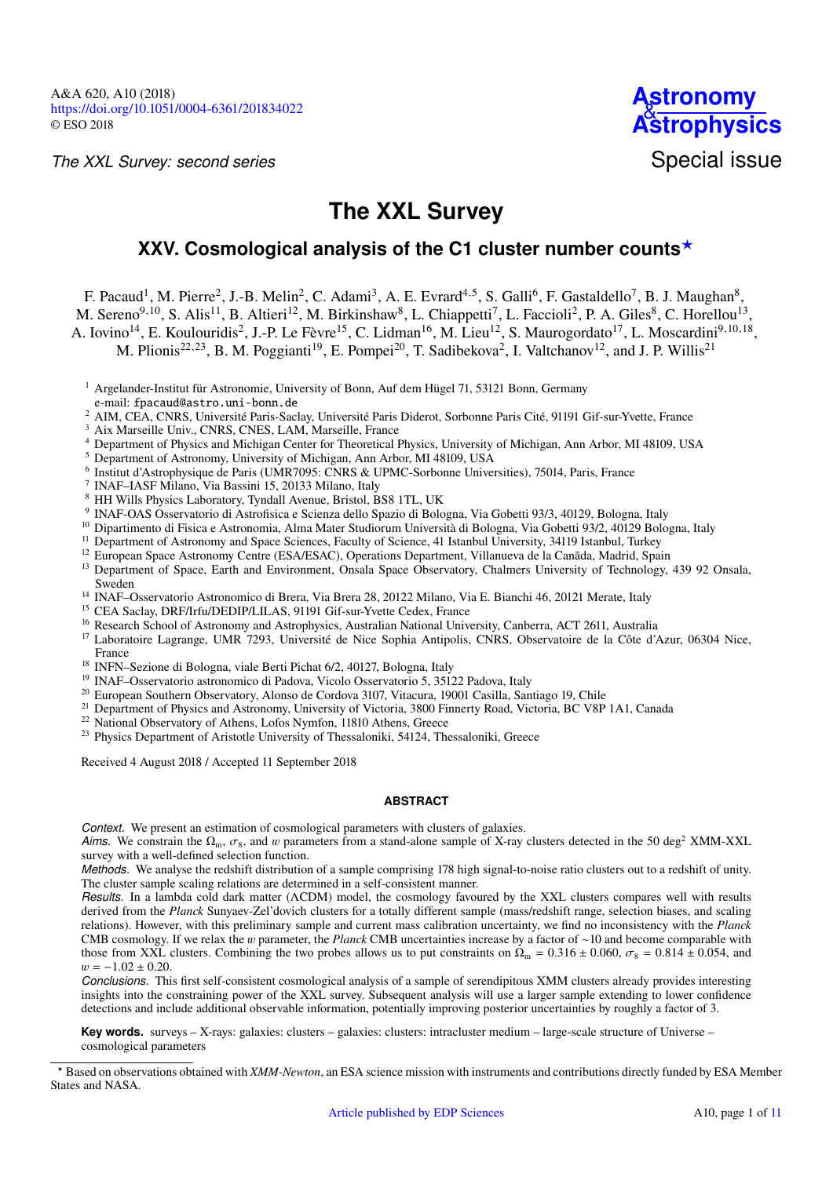*The XXL Survey: second series*

# The XXL Survey

## XXV. Cosmological analysis of the C1 cluster number counts★

F. Pacaud[1], M. Pierre[2], J.-B. Melin[2], C. Adami[3], A. E. Evrard[4,5], S. Galli[6], F. Gastaldello[7], B. J. Maughan[8], M. Sereno[9,10], S. Alis[11], B. Altieri[12], M. Birkinshaw[8], L. Chiappetti[7], L. Faccioli[2], P. A. Giles[8], C. Horellou[13], A. Iovino[14], E. Koulouridis[2], J.-P. Le Fèvre[15], C. Lidman[16], M. Lieu[12], S. Maurogordato[17], L. Moscardini[9,10,18], M. Plionis[22,23], B. M. Poggianti[19], E. Pompei[20], T. Sadibekova[2], I. Valtchanov[12], and J. P. Willis[21]

1. Argelander-Institut für Astronomie, University of Bonn, Auf dem Hügel 71, 53121 Bonn, Germany
   e-mail: fpacaud@astro.uni-bonn.de
2. AIM, CEA, CNRS, Université Paris-Saclay, Université Paris Diderot, Sorbonne Paris Cité, 91191 Gif-sur-Yvette, France
3. Aix Marseille Univ., CNRS, CNES, LAM, Marseille, France
4. Department of Physics and Michigan Center for Theoretical Physics, University of Michigan, Ann Arbor, MI 48109, USA
5. Department of Astronomy, University of Michigan, Ann Arbor, MI 48109, USA
6. Institut d'Astrophysique de Paris (UMR7095: CNRS & UPMC-Sorbonne Universities), 75014, Paris, France
7. INAF–IASF Milano, Via Bassini 15, 20133 Milano, Italy
8. HH Wills Physics Laboratory, Tyndall Avenue, Bristol, BS8 1TL, UK
9. INAF-OAS Osservatorio di Astrofisica e Scienza dello Spazio di Bologna, Via Gobetti 93/3, 40129, Bologna, Italy
10. Dipartimento di Fisica e Astronomia, Alma Mater Studiorum Università di Bologna, Via Gobetti 93/2, 40129 Bologna, Italy
11. Department of Astronomy and Space Sciences, Faculty of Science, 41 Istanbul University, 34119 Istanbul, Turkey
12. European Space Astronomy Centre (ESA/ESAC), Operations Department, Villanueva de la Canãda, Madrid, Spain
13. Department of Space, Earth and Environment, Onsala Space Observatory, Chalmers University of Technology, 439 92 Onsala, Sweden
14. INAF–Osservatorio Astronomico di Brera, Via Brera 28, 20122 Milano, Via E. Bianchi 46, 20121 Merate, Italy
15. CEA Saclay, DRF/Irfu/DEDIP/LILAS, 91191 Gif-sur-Yvette Cedex, France
16. Research School of Astronomy and Astrophysics, Australian National University, Canberra, ACT 2611, Australia
17. Laboratoire Lagrange, UMR 7293, Université de Nice Sophia Antipolis, CNRS, Observatoire de la Côte d'Azur, 06304 Nice, France
18. INFN–Sezione di Bologna, viale Berti Pichat 6/2, 40127, Bologna, Italy
19. INAF–Osservatorio astronomico di Padova, Vicolo Osservatorio 5, 35122 Padova, Italy
20. European Southern Observatory, Alonso de Cordova 3107, Vitacura, 19001 Casilla, Santiago 19, Chile
21. Department of Physics and Astronomy, University of Victoria, 3800 Finnerty Road, Victoria, BC V8P 1A1, Canada
22. National Observatory of Athens, Lofos Nymfon, 11810 Athens, Greece
23. Physics Department of Aristotle University of Thessaloniki, 54124, Thessaloniki, Greece

Received 4 August 2018 / Accepted 11 September 2018

### ABSTRACT

*Context.* We present an estimation of cosmological parameters with clusters of galaxies.

*Aims.* We constrain the $\Omega_m$, $\sigma_8$, and $w$ parameters from a stand-alone sample of X-ray clusters detected in the 50 deg$^2$ XMM-XXL survey with a well-defined selection function.

*Methods.* We analyse the redshift distribution of a sample comprising 178 high signal-to-noise ratio clusters out to a redshift of unity. The cluster sample scaling relations are determined in a self-consistent manner.

*Results.* In a lambda cold dark matter (ΛCDM) model, the cosmology favoured by the XXL clusters compares well with results derived from the *Planck* Sunyaev-Zel'dovich clusters for a totally different sample (mass/redshift range, selection biases, and scaling relations). However, with this preliminary sample and current mass calibration uncertainty, we find no inconsistency with the *Planck* CMB cosmology. If we relax the $w$ parameter, the *Planck* CMB uncertainties increase by a factor of ~10 and become comparable with those from XXL clusters. Combining the two probes allows us to put constraints on $\Omega_m = 0.316 \pm 0.060$, $\sigma_8 = 0.814 \pm 0.054$, and $w = -1.02 \pm 0.20$.

*Conclusions.* This first self-consistent cosmological analysis of a sample of serendipitous XMM clusters already provides interesting insights into the constraining power of the XXL survey. Subsequent analysis will use a larger sample extending to lower confidence detections and include additional observable information, potentially improving posterior uncertainties by roughly a factor of 3.

**Key words.** surveys – X-rays: galaxies: clusters – galaxies: clusters: intracluster medium – large-scale structure of Universe – cosmological parameters

★ Based on observations obtained with *XMM-Newton*, an ESA science mission with instruments and contributions directly funded by ESA Member States and NASA.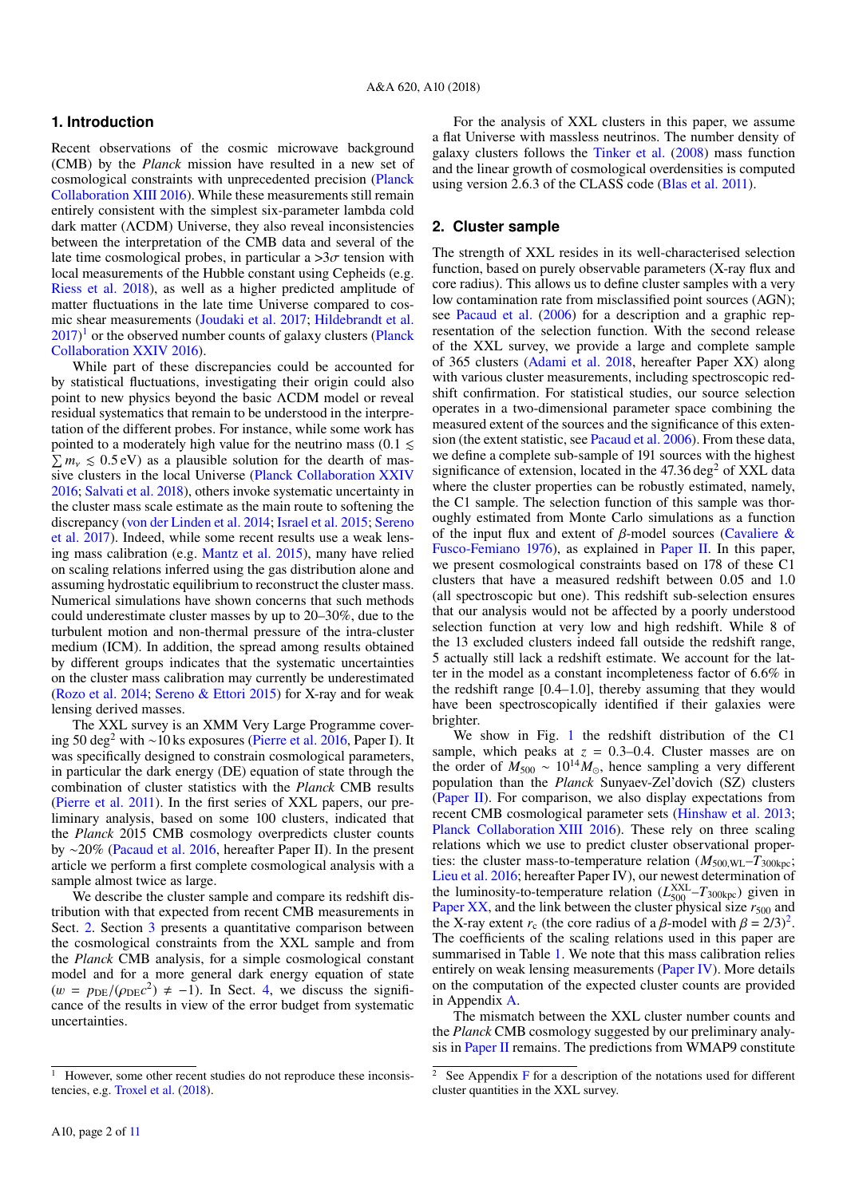## 1. Introduction

Recent observations of the cosmic microwave background (CMB) by the *Planck* mission have resulted in a new set of cosmological constraints with unprecedented precision (Planck Collaboration XIII 2016). While these measurements still remain entirely consistent with the simplest six-parameter lambda cold dark matter (ΛCDM) Universe, they also reveal inconsistencies between the interpretation of the CMB data and several of the late time cosmological probes, in particular a $>3\sigma$ tension with local measurements of the Hubble constant using Cepheids (e.g. Riess et al. 2018), as well as a higher predicted amplitude of matter fluctuations in the late time Universe compared to cosmic shear measurements (Joudaki et al. 2017; Hildebrandt et al. 2017)[1] or the observed number counts of galaxy clusters (Planck Collaboration XXIV 2016).

While part of these discrepancies could be accounted for by statistical fluctuations, investigating their origin could also point to new physics beyond the basic ΛCDM model or reveal residual systematics that remain to be understood in the interpretation of the different probes. For instance, while some work has pointed to a moderately high value for the neutrino mass ($0.1 \lesssim \sum m_\nu \lesssim 0.5$ eV) as a plausible solution for the dearth of massive clusters in the local Universe (Planck Collaboration XXIV 2016; Salvati et al. 2018), others invoke systematic uncertainty in the cluster mass scale estimate as the main route to softening the discrepancy (von der Linden et al. 2014; Israel et al. 2015; Sereno et al. 2017). Indeed, while some recent results use a weak lensing mass calibration (e.g. Mantz et al. 2015), many have relied on scaling relations inferred using the gas distribution alone and assuming hydrostatic equilibrium to reconstruct the cluster mass. Numerical simulations have shown concerns that such methods could underestimate cluster masses by up to 20–30%, due to the turbulent motion and non-thermal pressure of the intra-cluster medium (ICM). In addition, the spread among results obtained by different groups indicates that the systematic uncertainties on the cluster mass calibration may currently be underestimated (Rozo et al. 2014; Sereno & Ettori 2015) for X-ray and for weak lensing derived masses.

The XXL survey is an XMM Very Large Programme covering 50 deg$^2$ with ∼10 ks exposures (Pierre et al. 2016, Paper I). It was specifically designed to constrain cosmological parameters, in particular the dark energy (DE) equation of state through the combination of cluster statistics with the *Planck* CMB results (Pierre et al. 2011). In the first series of XXL papers, our preliminary analysis, based on some 100 clusters, indicated that the *Planck* 2015 CMB cosmology overpredicts cluster counts by ∼20% (Pacaud et al. 2016, hereafter Paper II). In the present article we perform a first complete cosmological analysis with a sample almost twice as large.

We describe the cluster sample and compare its redshift distribution with that expected from recent CMB measurements in Sect. 2. Section 3 presents a quantitative comparison between the cosmological constraints from the XXL sample and from the *Planck* CMB analysis, for a simple cosmological constant model and for a more general dark energy equation of state ($w = p_{\rm DE}/(\rho_{\rm DE}c^2) \neq -1$). In Sect. 4, we discuss the significance of the results in view of the error budget from systematic uncertainties.

For the analysis of XXL clusters in this paper, we assume a flat Universe with massless neutrinos. The number density of galaxy clusters follows the Tinker et al. (2008) mass function and the linear growth of cosmological overdensities is computed using version 2.6.3 of the CLASS code (Blas et al. 2011).

## 2. Cluster sample

The strength of XXL resides in its well-characterised selection function, based on purely observable parameters (X-ray flux and core radius). This allows us to define cluster samples with a very low contamination rate from misclassified point sources (AGN); see Pacaud et al. (2006) for a description and a graphic representation of the selection function. With the second release of the XXL survey, we provide a large and complete sample of 365 clusters (Adami et al. 2018, hereafter Paper XX) along with various cluster measurements, including spectroscopic redshift confirmation. For statistical studies, our source selection operates in a two-dimensional parameter space combining the measured extent of the sources and the significance of this extension (the extent statistic, see Pacaud et al. 2006). From these data, we define a complete sub-sample of 191 sources with the highest significance of extension, located in the 47.36 deg$^2$ of XXL data where the cluster properties can be robustly estimated, namely, the C1 sample. The selection function of this sample was thoroughly estimated from Monte Carlo simulations as a function of the input flux and extent of $\beta$-model sources (Cavaliere & Fusco-Femiano 1976), as explained in Paper II. In this paper, we present cosmological constraints based on 178 of these C1 clusters that have a measured redshift between 0.05 and 1.0 (all spectroscopic but one). This redshift sub-selection ensures that our analysis would not be affected by a poorly understood selection function at very low and high redshift. While 8 of the 13 excluded clusters indeed fall outside the redshift range, 5 actually still lack a redshift estimate. We account for the latter in the model as a constant incompleteness factor of 6.6% in the redshift range [0.4–1.0], thereby assuming that they would have been spectroscopically identified if their galaxies were brighter.

We show in Fig. 1 the redshift distribution of the C1 sample, which peaks at $z$ = 0.3–0.4. Cluster masses are on the order of $M_{500} \sim 10^{14} M_\odot$, hence sampling a very different population than the *Planck* Sunyaev-Zel'dovich (SZ) clusters (Paper II). For comparison, we also display expectations from recent CMB cosmological parameter sets (Hinshaw et al. 2013; Planck Collaboration XIII 2016). These rely on three scaling relations which we use to predict cluster observational properties: the cluster mass-to-temperature relation ($M_{500,\rm WL}$–$T_{300\rm kpc}$; Lieu et al. 2016; hereafter Paper IV), our newest determination of the luminosity-to-temperature relation ($L^{\rm XXL}_{500}$–$T_{300\rm kpc}$) given in Paper XX, and the link between the cluster physical size $r_{500}$ and the X-ray extent $r_c$ (the core radius of a $\beta$-model with $\beta = 2/3$)[2]. The characteristics of the scaling relations used in this paper are summarised in Table 1. We note that this mass calibration relies entirely on weak lensing measurements (Paper IV). More details on the computation of the expected cluster counts are provided in Appendix A.

The mismatch between the XXL cluster number counts and the *Planck* CMB cosmology suggested by our preliminary analysis in Paper II remains. The predictions from WMAP9 constitute

---

[1] However, some other recent studies do not reproduce these inconsistencies, e.g. Troxel et al. (2018).

[2] See Appendix F for a description of the notations used for different cluster quantities in the XXL survey.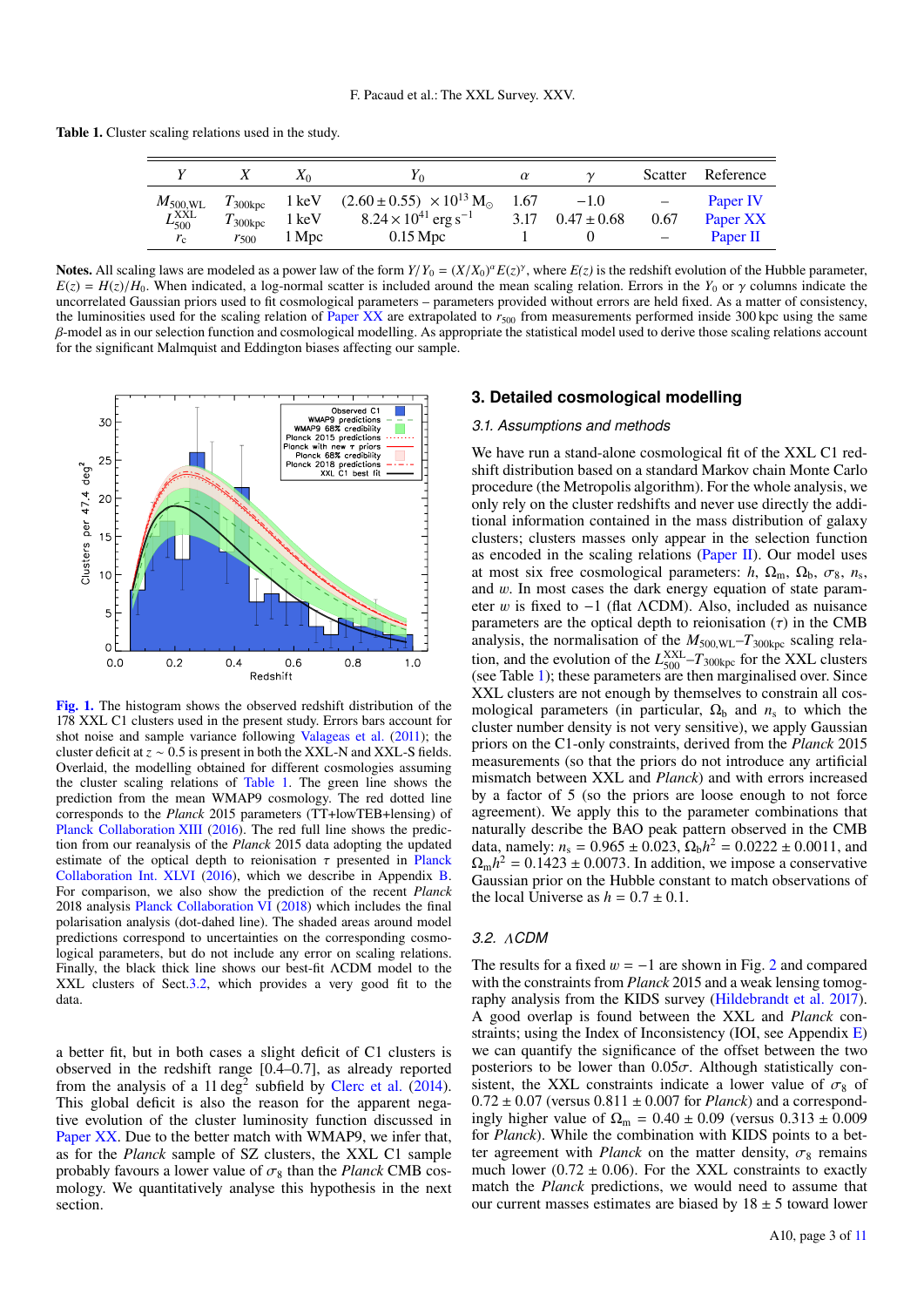Table 1. Cluster scaling relations used in the study.

| $Y$ | $X$ | $X_0$ | $Y_0$ | $\alpha$ | $\gamma$ | Scatter | Reference |
|---|---|---|---|---|---|---|---|
| $M_{500,\mathrm{WL}}$ | $T_{300\mathrm{kpc}}$ | 1 keV | $(2.60 \pm 0.55) \times 10^{13}$ M$_\odot$ | 1.67 | $-1.0$ | – | Paper IV |
| $L_{500}^{\mathrm{XXL}}$ | $T_{300\mathrm{kpc}}$ | 1 keV | $8.24 \times 10^{41}$ erg s$^{-1}$ | 3.17 | $0.47 \pm 0.68$ | 0.67 | Paper XX |
| $r_\mathrm{c}$ | $r_{500}$ | 1 Mpc | 0.15 Mpc | 1 | 0 | – | Paper II |

**Notes.** All scaling laws are modeled as a power law of the form $Y/Y_0 = (X/X_0)^\alpha E(z)^\gamma$, where $E(z)$ is the redshift evolution of the Hubble parameter, $E(z) = H(z)/H_0$. When indicated, a log-normal scatter is included around the mean scaling relation. Errors in the $Y_0$ or $\gamma$ columns indicate the uncorrelated Gaussian priors used to fit cosmological parameters – parameters provided without errors are held fixed. As a matter of consistency, the luminosities used for the scaling relation of Paper XX are extrapolated to $r_{500}$ from measurements performed inside 300 kpc using the same $\beta$-model as in our selection function and cosmological modelling. As appropriate the statistical model used to derive those scaling relations account for the significant Malmquist and Eddington biases affecting our sample.

Fig. 1. The histogram shows the observed redshift distribution of the 178 XXL C1 clusters used in the present study. Errors bars account for shot noise and sample variance following Valageas et al. (2011); the cluster deficit at $z \sim 0.5$ is present in both the XXL-N and XXL-S fields. Overlaid, the modelling obtained for different cosmologies assuming the cluster scaling relations of Table 1. The green line shows the prediction from the mean WMAP9 cosmology. The red dotted line corresponds to the *Planck* 2015 parameters (TT+lowTEB+lensing) of Planck Collaboration XIII (2016). The red full line shows the prediction from our reanalysis of the *Planck* 2015 data adopting the updated estimate of the optical depth to reionisation $\tau$ presented in Planck Collaboration Int. XLVI (2016), which we describe in Appendix B. For comparison, we also show the prediction of the recent *Planck* 2018 analysis Planck Collaboration VI (2018) which includes the final polarisation analysis (dot-dahed line). The shaded areas around model predictions correspond to uncertainties on the corresponding cosmological parameters, but do not include any error on scaling relations. Finally, the black thick line shows our best-fit ΛCDM model to the XXL clusters of Sect.3.2, which provides a very good fit to the data.

a better fit, but in both cases a slight deficit of C1 clusters is observed in the redshift range [0.4–0.7], as already reported from the analysis of a 11 deg$^2$ subfield by Clerc et al. (2014). This global deficit is also the reason for the apparent negative evolution of the cluster luminosity function discussed in Paper XX. Due to the better match with WMAP9, we infer that, as for the *Planck* sample of SZ clusters, the XXL C1 sample probably favours a lower value of $\sigma_8$ than the *Planck* CMB cosmology. We quantitatively analyse this hypothesis in the next section.

## 3. Detailed cosmological modelling

### 3.1. Assumptions and methods

We have run a stand-alone cosmological fit of the XXL C1 redshift distribution based on a standard Markov chain Monte Carlo procedure (the Metropolis algorithm). For the whole analysis, we only rely on the cluster redshifts and never use directly the additional information contained in the mass distribution of galaxy clusters; clusters masses only appear in the selection function as encoded in the scaling relations (Paper II). Our model uses at most six free cosmological parameters: $h$, $\Omega_\mathrm{m}$, $\Omega_\mathrm{b}$, $\sigma_8$, $n_s$, and $w$. In most cases the dark energy equation of state parameter $w$ is fixed to $-1$ (flat ΛCDM). Also, included as nuisance parameters are the optical depth to reionisation ($\tau$) in the CMB analysis, the normalisation of the $M_{500,\mathrm{WL}}$–$T_{300\mathrm{kpc}}$ scaling relation, and the evolution of the $L_{500}^{\mathrm{XXL}}$–$T_{300\mathrm{kpc}}$ for the XXL clusters (see Table 1); these parameters are then marginalised over. Since XXL clusters are not enough by themselves to constrain all cosmological parameters (in particular, $\Omega_\mathrm{b}$ and $n_s$ to which the cluster number density is not very sensitive), we apply Gaussian priors on the C1-only constraints, derived from the *Planck* 2015 measurements (so that the priors do not introduce any artificial mismatch between XXL and *Planck*) and with errors increased by a factor of 5 (so the priors are loose enough to not force agreement). We apply this to parameter combinations that naturally describe the BAO peak pattern observed in the CMB data, namely: $n_s = 0.965 \pm 0.023$, $\Omega_\mathrm{b}h^2 = 0.0222 \pm 0.0011$, and $\Omega_\mathrm{m}h^2 = 0.1423 \pm 0.0073$. In addition, we impose a conservative Gaussian prior on the Hubble constant to match observations of the local Universe as $h = 0.7 \pm 0.1$.

### 3.2. ΛCDM

The results for a fixed $w = -1$ are shown in Fig. 2 and compared with the constraints from *Planck* 2015 and a weak lensing tomography analysis from the KIDS survey (Hildebrandt et al. 2017). A good overlap is found between the XXL and *Planck* constraints; using the Index of Inconsistency (IOI, see Appendix E) we can quantify the significance of the offset between the two posteriors to be lower than $0.05\sigma$. Although statistically consistent, the XXL constraints indicate a lower value of $\sigma_8$ of $0.72 \pm 0.07$ (versus $0.811 \pm 0.007$ for *Planck*) and a correspondingly higher value of $\Omega_\mathrm{m} = 0.40 \pm 0.09$ (versus $0.313 \pm 0.009$ for *Planck*). While the combination with KIDS points to a better agreement with *Planck* on the matter density, $\sigma_8$ remains much lower ($0.72 \pm 0.06$). For the XXL constraints to exactly match the *Planck* predictions, we would need to assume that our current masses estimates are biased by $18 \pm 5$ toward lower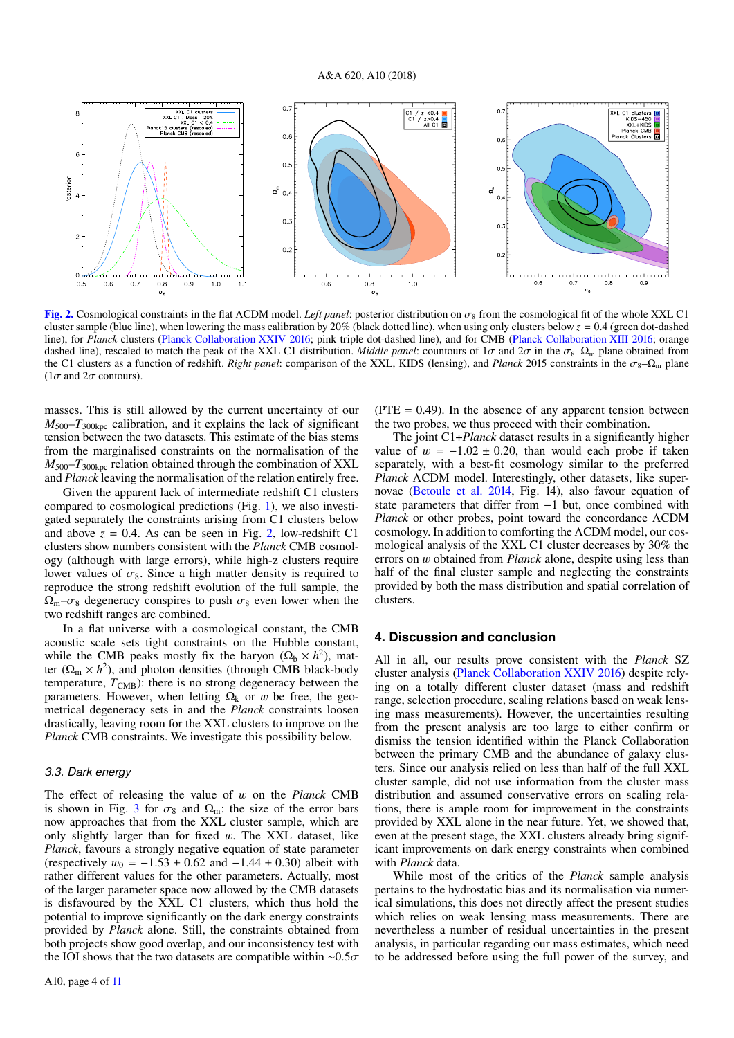**Fig. 2.** Cosmological constraints in the flat ΛCDM model. *Left panel*: posterior distribution on $\sigma_8$ from the cosmological fit of the whole XXL C1 cluster sample (blue line), when lowering the mass calibration by 20% (black dotted line), when using only clusters below $z = 0.4$ (green dot-dashed line), for *Planck* clusters (Planck Collaboration XXIV 2016; pink triple dot-dashed line), and for CMB (Planck Collaboration XIII 2016; orange dashed line), rescaled to match the peak of the XXL C1 distribution. *Middle panel*: countours of 1$\sigma$ and 2$\sigma$ in the $\sigma_8$–$\Omega_m$ plane obtained from the C1 clusters as a function of redshift. *Right panel*: comparison of the XXL, KIDS (lensing), and *Planck* 2015 constraints in the $\sigma_8$–$\Omega_m$ plane (1$\sigma$ and 2$\sigma$ contours).

masses. This is still allowed by the current uncertainty of our $M_{500}$–$T_{300\mathrm{kpc}}$ calibration, and it explains the lack of significant tension between the two datasets. This estimate of the bias stems from the marginalised constraints on the normalisation of the $M_{500}$–$T_{300\mathrm{kpc}}$ relation obtained through the combination of XXL and *Planck* leaving the normalisation of the relation entirely free.

Given the apparent lack of intermediate redshift C1 clusters compared to cosmological predictions (Fig. 1), we also investigated separately the constraints arising from C1 clusters below and above $z = 0.4$. As can be seen in Fig. 2, low-redshift C1 clusters show numbers consistent with the *Planck* CMB cosmology (although with large errors), while high-z clusters require lower values of $\sigma_8$. Since a high matter density is required to reproduce the strong redshift evolution of the full sample, the $\Omega_m$–$\sigma_8$ degeneracy conspires to push $\sigma_8$ even lower when the two redshift ranges are combined.

In a flat universe with a cosmological constant, the CMB acoustic scale sets tight constraints on the Hubble constant, while the CMB peaks mostly fix the baryon ($\Omega_b \times h^2$), matter ($\Omega_m \times h^2$), and photon densities (through CMB black-body temperature, $T_{\mathrm{CMB}}$): there is no strong degeneracy between the parameters. However, when letting $\Omega_k$ or $w$ be free, the geometrical degeneracy sets in and the *Planck* constraints loosen drastically, leaving room for the XXL clusters to improve on the *Planck* CMB constraints. We investigate this possibility below.

### 3.3. Dark energy

The effect of releasing the value of $w$ on the *Planck* CMB is shown in Fig. 3 for $\sigma_8$ and $\Omega_m$: the size of the error bars now approaches that from the XXL cluster sample, which are only slightly larger than for fixed $w$. The XXL dataset, like *Planck*, favours a strongly negative equation of state parameter (respectively $w_0 = -1.53 \pm 0.62$ and $-1.44 \pm 0.30$) albeit with rather different values for the other parameters. Actually, most of the larger parameter space now allowed by the CMB datasets is disfavoured by the XXL C1 clusters, which thus hold the potential to improve significantly on the dark energy constraints provided by *Planck* alone. Still, the constraints obtained from both projects show good overlap, and our inconsistency test with the IOI shows that the two datasets are compatible within ~0.5$\sigma$ (PTE = 0.49). In the absence of any apparent tension between the two probes, we thus proceed with their combination.

The joint C1+*Planck* dataset results in a significantly higher value of $w = -1.02 \pm 0.20$, than would each probe if taken separately, with a best-fit cosmology similar to the preferred *Planck* ΛCDM model. Interestingly, other datasets, like supernovae (Betoule et al. 2014, Fig. 14), also favour equation of state parameters that differ from $-1$ but, once combined with *Planck* or other probes, point toward the concordance ΛCDM cosmology. In addition to comforting the ΛCDM model, our cosmological analysis of the XXL C1 cluster decreases by 30% the errors on $w$ obtained from *Planck* alone, despite using less than half of the final cluster sample and neglecting the constraints provided by both the mass distribution and spatial correlation of clusters.

## 4. Discussion and conclusion

All in all, our results prove consistent with the *Planck* SZ cluster analysis (Planck Collaboration XXIV 2016) despite relying on a totally different cluster dataset (mass and redshift range, selection procedure, scaling relations based on weak lensing mass measurements). However, the uncertainties resulting from the present analysis are too large to either confirm or dismiss the tension identified within the Planck Collaboration between the primary CMB and the abundance of galaxy clusters. Since our analysis relied on less than half of the full XXL cluster sample, did not use information from the cluster mass distribution and assumed conservative errors on scaling relations, there is ample room for improvement in the constraints provided by XXL alone in the near future. Yet, we showed that, even at the present stage, the XXL clusters already bring significant improvements on dark energy constraints when combined with *Planck* data.

While most of the critics of the *Planck* sample analysis pertains to the hydrostatic bias and its normalisation via numerical simulations, this does not directly affect the present studies which relies on weak lensing mass measurements. There are nevertheless a number of residual uncertainties in the present analysis, in particular regarding our mass estimates, which need to be addressed before using the full power of the survey, and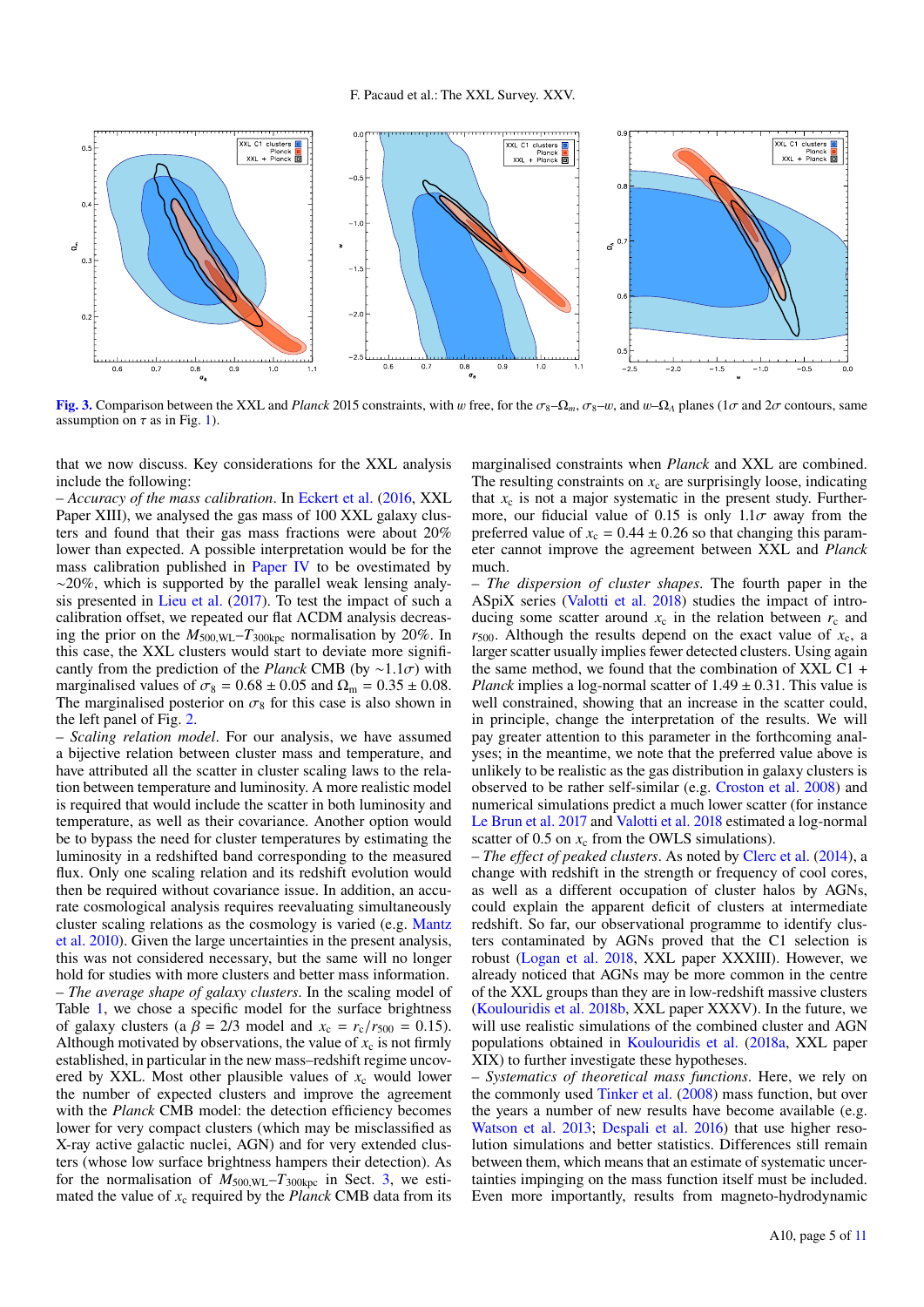Fig. 3. Comparison between the XXL and *Planck* 2015 constraints, with $w$ free, for the $\sigma_8$–$\Omega_m$, $\sigma_8$–$w$, and $w$–$\Omega_\Lambda$ planes ($1\sigma$ and $2\sigma$ contours, same assumption on $\tau$ as in Fig. 1).

that we now discuss. Key considerations for the XXL analysis include the following:

– *Accuracy of the mass calibration*. In Eckert et al. (2016, XXL Paper XIII), we analysed the gas mass of 100 XXL galaxy clusters and found that their gas mass fractions were about 20% lower than expected. A possible interpretation would be for the mass calibration published in Paper IV to be ovestimated by $\sim$20%, which is supported by the parallel weak lensing analysis presented in Lieu et al. (2017). To test the impact of such a calibration offset, we repeated our flat $\Lambda$CDM analysis decreasing the prior on the $M_{500,\mathrm{WL}}$–$T_{300\mathrm{kpc}}$ normalisation by 20%. In this case, the XXL clusters would start to deviate more significantly from the prediction of the *Planck* CMB (by $\sim$1.1$\sigma$) with marginalised values of $\sigma_8 = 0.68 \pm 0.05$ and $\Omega_\mathrm{m} = 0.35 \pm 0.08$. The marginalised posterior on $\sigma_8$ for this case is also shown in the left panel of Fig. 2.

– *Scaling relation model*. For our analysis, we have assumed a bijective relation between cluster mass and temperature, and have attributed all the scatter in cluster scaling laws to the relation between temperature and luminosity. A more realistic model is required that would include the scatter in both luminosity and temperature, as well as their covariance. Another option would be to bypass the need for cluster temperatures by estimating the luminosity in a redshifted band corresponding to the measured flux. Only one scaling relation and its redshift evolution would then be required without covariance issue. In addition, an accurate cosmological analysis requires reevaluating simultaneously cluster scaling relations as the cosmology is varied (e.g. Mantz et al. 2010). Given the large uncertainties in the present analysis, this was not considered necessary, but the same will no longer hold for studies with more clusters and better mass information.

– *The average shape of galaxy clusters*. In the scaling model of Table 1, we chose a specific model for the surface brightness of galaxy clusters (a $\beta = 2/3$ model and $x_\mathrm{c} = r_\mathrm{c}/r_{500} = 0.15$). Although motivated by observations, the value of $x_\mathrm{c}$ is not firmly established, in particular in the new mass–redshift regime uncovered by XXL. Most other plausible values of $x_\mathrm{c}$ would lower the number of expected clusters and improve the agreement with the *Planck* CMB model: the detection efficiency becomes lower for very compact clusters (which may be misclassified as X-ray active galactic nuclei, AGN) and for very extended clusters (whose low surface brightness hampers their detection). As for the normalisation of $M_{500,\mathrm{WL}}$–$T_{300\mathrm{kpc}}$ in Sect. 3, we estimated the value of $x_\mathrm{c}$ required by the *Planck* CMB data from its marginalised constraints when *Planck* and XXL are combined. The resulting constraints on $x_\mathrm{c}$ are surprisingly loose, indicating that $x_\mathrm{c}$ is not a major systematic in the present study. Furthermore, our fiducial value of 0.15 is only 1.1$\sigma$ away from the preferred value of $x_\mathrm{c} = 0.44 \pm 0.26$ so that changing this parameter cannot improve the agreement between XXL and *Planck* much.

– *The dispersion of cluster shapes*. The fourth paper in the ASpiX series (Valotti et al. 2018) studies the impact of introducing some scatter around $x_\mathrm{c}$ in the relation between $r_\mathrm{c}$ and $r_{500}$. Although the results depend on the exact value of $x_\mathrm{c}$, a larger scatter usually implies fewer detected clusters. Using again the same method, we found that the combination of XXL C1 + *Planck* implies a log-normal scatter of $1.49 \pm 0.31$. This value is well constrained, showing that an increase in the scatter could, in principle, change the interpretation of the results. We will pay greater attention to this parameter in the forthcoming analyses; in the meantime, we note that the preferred value above is unlikely to be realistic as the gas distribution in galaxy clusters is observed to be rather self-similar (e.g. Croston et al. 2008) and numerical simulations predict a much lower scatter (for instance Le Brun et al. 2017 and Valotti et al. 2018 estimated a log-normal scatter of 0.5 on $x_\mathrm{c}$ from the OWLS simulations).

– *The effect of peaked clusters*. As noted by Clerc et al. (2014), a change with redshift in the strength or frequency of cool cores, as well as a different occupation of cluster halos by AGNs, could explain the apparent deficit of clusters at intermediate redshift. So far, our observational programme to identify clusters contaminated by AGNs proved that the C1 selection is robust (Logan et al. 2018, XXL paper XXXIII). However, we already noticed that AGNs may be more common in the centre of the XXL groups than they are in low-redshift massive clusters (Koulouridis et al. 2018b, XXL paper XXXV). In the future, we will use realistic simulations of the combined cluster and AGN populations obtained in Koulouridis et al. (2018a, XXL paper XIX) to further investigate these hypotheses.

– *Systematics of theoretical mass functions*. Here, we rely on the commonly used Tinker et al. (2008) mass function, but over the years a number of new results have become available (e.g. Watson et al. 2013; Despali et al. 2016) that use higher resolution simulations and better statistics. Differences still remain between them, which means that an estimate of systematic uncertainties impinging on the mass function itself must be included. Even more importantly, results from magneto-hydrodynamic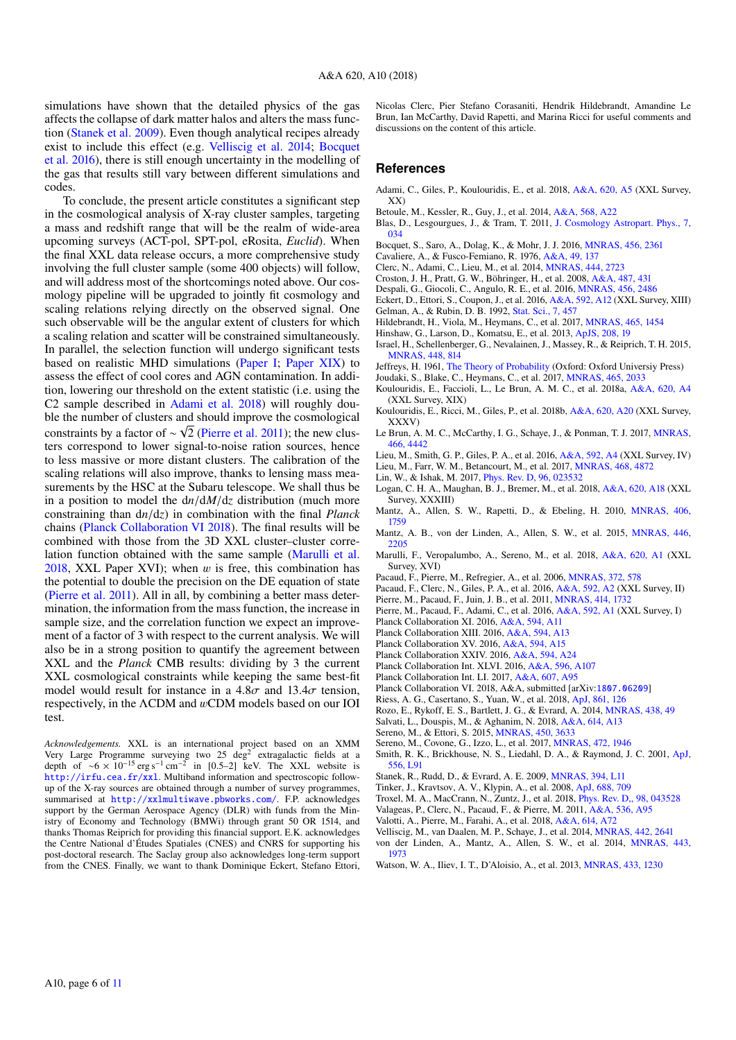simulations have shown that the detailed physics of the gas affects the collapse of dark matter halos and alters the mass function (Stanek et al. 2009). Even though analytical recipes already exist to include this effect (e.g. Velliscig et al. 2014; Bocquet et al. 2016), there is still enough uncertainty in the modelling of the gas that results still vary between different simulations and codes.

To conclude, the present article constitutes a significant step in the cosmological analysis of X-ray cluster samples, targeting a mass and redshift range that will be the realm of wide-area upcoming surveys (ACT-pol, SPT-pol, eRosita, *Euclid*). When the final XXL data release occurs, a more comprehensive study involving the full cluster sample (some 400 objects) will follow, and will address most of the shortcomings noted above. Our cosmology pipeline will be upgraded to jointly fit cosmology and scaling relations relying directly on the observed signal. One such observable will be the angular extent of clusters for which a scaling relation and scatter will be constrained simultaneously. In parallel, the selection function will undergo significant tests based on realistic MHD simulations (Paper I; Paper XIX) to assess the effect of cool cores and AGN contamination. In addition, lowering our threshold on the extent statistic (i.e. using the C2 sample described in Adami et al. 2018) will roughly double the number of clusters and should improve the cosmological constraints by a factor of $\sim \sqrt{2}$ (Pierre et al. 2011); the new clusters correspond to lower signal-to-noise ration sources, hence to less massive or more distant clusters. The calibration of the scaling relations will also improve, thanks to lensing mass measurements by the HSC at the Subaru telescope. We shall thus be in a position to model the $\mathrm{d}n/\mathrm{d}M/\mathrm{d}z$ distribution (much more constraining than $\mathrm{d}n/\mathrm{d}z$) in combination with the final *Planck* chains (Planck Collaboration VI 2018). The final results will be combined with those from the 3D XXL cluster–cluster correlation function obtained with the same sample (Marulli et al. 2018, XXL Paper XVI); when $w$ is free, this combination has the potential to double the precision on the DE equation of state (Pierre et al. 2011). All in all, by combining a better mass determination, the information from the mass function, the increase in sample size, and the correlation function we expect an improvement of a factor of 3 with respect to the current analysis. We will also be in a strong position to quantify the agreement between XXL and the *Planck* CMB results: dividing by 3 the current XXL cosmological constraints while keeping the same best-fit model would result for instance in a $4.8\sigma$ and $13.4\sigma$ tension, respectively, in the $\Lambda$CDM and $w$CDM models based on our IOI test.

*Acknowledgements.* XXL is an international project based on an XMM Very Large Programme surveying two 25 deg$^2$ extragalactic fields at a depth of $\sim 6 \times 10^{-15}$ erg s$^{-1}$ cm$^{-2}$ in [0.5–2] keV. The XXL website is http://irfu.cea.fr/xxl. Multiband information and spectroscopic follow-up of the X-ray sources are obtained through a number of survey programmes, summarised at http://xxlmultiwave.pbworks.com/. F.P. acknowledges support by the German Aerospace Agency (DLR) with funds from the Ministry of Economy and Technology (BMWi) through grant 50 OR 1514, and thanks Thomas Reiprich for providing this financial support. E.K. acknowledges the Centre National d'Études Spatiales (CNES) and CNRS for supporting his post-doctoral research. The Saclay group also acknowledges long-term support from the CNES. Finally, we want to thank Dominique Eckert, Stefano Ettori, Nicolas Clerc, Pier Stefano Corasaniti, Hendrik Hildebrandt, Amandine Le Brun, Ian McCarthy, David Rapetti, and Marina Ricci for useful comments and discussions on the content of this article.

## References

Adami, C., Giles, P., Koulouridis, E., et al. 2018, A&A, 620, A5 (XXL Survey, XX)
Betoule, M., Kessler, R., Guy, J., et al. 2014, A&A, 568, A22
Blas, D., Lesgourgues, J., & Tram, T. 2011, J. Cosmology Astropart. Phys., 7, 034
Bocquet, S., Saro, A., Dolag, K., & Mohr, J. J. 2016, MNRAS, 456, 2361
Cavaliere, A., & Fusco-Femiano, R. 1976, A&A, 49, 137
Clerc, N., Adami, C., Lieu, M., et al. 2014, MNRAS, 444, 2723
Croston, J. H., Pratt, G. W., Böhringer, H., et al. 2008, A&A, 487, 431
Despali, G., Giocoli, C., Angulo, R. E., et al. 2016, MNRAS, 456, 2486
Eckert, D., Ettori, S., Coupon, J., et al. 2016, A&A, 592, A12 (XXL Survey, XIII)
Gelman, A., & Rubin, D. B. 1992, Stat. Sci., 7, 457
Hildebrandt, H., Viola, M., Heymans, C., et al. 2017, MNRAS, 465, 1454
Hinshaw, G., Larson, D., Komatsu, E., et al. 2013, ApJS, 208, 19
Israel, H., Schellenberger, G., Nevalainen, J., Massey, R., & Reiprich, T. H. 2015, MNRAS, 448, 814
Jeffreys, H. 1961, The Theory of Probability (Oxford: Oxford Universiy Press)
Joudaki, S., Blake, C., Heymans, C., et al. 2017, MNRAS, 465, 2033
Koulouridis, E., Faccioli, L., Le Brun, A. M. C., et al. 2018a, A&A, 620, A4 (XXL Survey, XIX)
Koulouridis, E., Ricci, M., Giles, P., et al. 2018b, A&A, 620, A20 (XXL Survey, XXXV)
Le Brun, A. M. C., McCarthy, I. G., Schaye, J., & Ponman, T. J. 2017, MNRAS, 466, 4442
Lieu, M., Smith, G. P., Giles, P. A., et al. 2016, A&A, 592, A4 (XXL Survey, IV)
Lieu, M., Farr, W. M., Betancourt, M., et al. 2017, MNRAS, 468, 4872
Lin, W., & Ishak, M. 2017, Phys. Rev. D, 96, 023532
Logan, C. H. A., Maughan, B. J., Bremer, M., et al. 2018, A&A, 620, A18 (XXL Survey, XXXIII)
Mantz, A., Allen, S. W., Rapetti, D., & Ebeling, H. 2010, MNRAS, 406, 1759
Mantz, A. B., von der Linden, A., Allen, S. W., et al. 2015, MNRAS, 446, 2205
Marulli, F., Veropalumbo, A., Sereno, M., et al. 2018, A&A, 620, A1 (XXL Survey, XVI)
Pacaud, F., Pierre, M., Refregier, A., et al. 2006, MNRAS, 372, 578
Pacaud, F., Clerc, N., Giles, P. A., et al. 2016, A&A, 592, A2 (XXL Survey, II)
Pierre, M., Pacaud, F., Juin, J. B., et al. 2011, MNRAS, 414, 1732
Pierre, M., Pacaud, F., Adami, C., et al. 2016, A&A, 592, A1 (XXL Survey, I)
Planck Collaboration XI. 2016, A&A, 594, A11
Planck Collaboration XIII. 2016, A&A, 594, A13
Planck Collaboration XV. 2016, A&A, 594, A15
Planck Collaboration XXIV. 2016, A&A, 594, A24
Planck Collaboration Int. XLVI. 2016, A&A, 596, A107
Planck Collaboration Int. LI. 2017, A&A, 607, A95
Planck Collaboration VI. 2018, A&A, submitted [arXiv:1807.06209]
Riess, A. G., Casertano, S., Yuan, W., et al. 2018, ApJ, 861, 126
Rozo, E., Rykoff, E. S., Bartlett, J. G., & Evrard, A. 2014, MNRAS, 438, 49
Salvati, L., Douspis, M., & Aghanim, N. 2018, A&A, 614, A13
Sereno, M., & Ettori, S. 2015, MNRAS, 450, 3633
Sereno, M., Covone, G., Izzo, L., et al. 2017, MNRAS, 472, 1946
Smith, R. K., Brickhouse, N. S., Liedahl, D. A., & Raymond, J. C. 2001, ApJ, 556, L91
Stanek, R., Rudd, D., & Evrard, A. E. 2009, MNRAS, 394, L11
Tinker, J., Kravtsov, A. V., Klypin, A., et al. 2008, ApJ, 688, 709
Troxel, M. A., MacCrann, N., Zuntz, J., et al. 2018, Phys. Rev. D,, 98, 043528
Valageas, P., Clerc, N., Pacaud, F., & Pierre, M. 2011, A&A, 536, A95
Valotti, A., Pierre, M., Farahi, A., et al. 2018, A&A, 614, A72
Velliscig, M., van Daalen, M. P., Schaye, J., et al. 2014, MNRAS, 442, 2641
von der Linden, A., Mantz, A., Allen, S. W., et al. 2014, MNRAS, 443, 1973
Watson, W. A., Iliev, I. T., D'Aloisio, A., et al. 2013, MNRAS, 433, 1230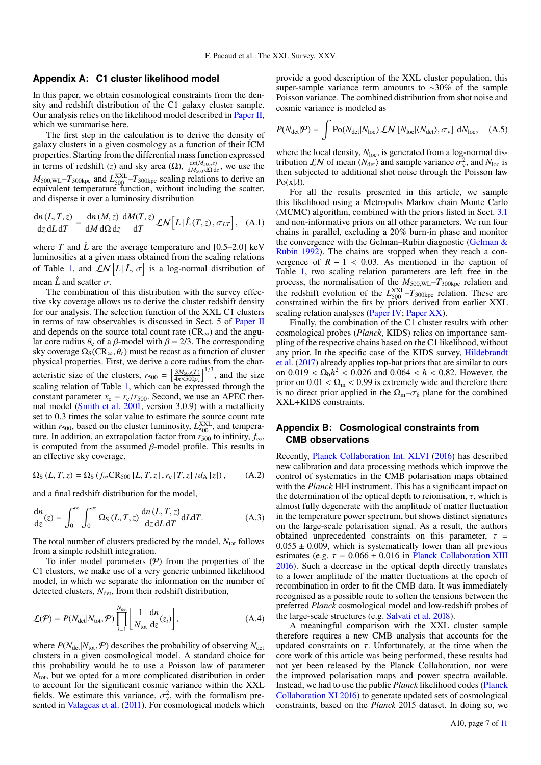## Appendix A: C1 cluster likelihood model

In this paper, we obtain cosmological constraints from the density and redshift distribution of the C1 galaxy cluster sample. Our analysis relies on the likelihood model described in Paper II, which we summarise here.

The first step in the calculation is to derive the density of galaxy clusters in a given cosmology as a function of their ICM properties. Starting from the differential mass function expressed in terms of redshift ($z$) and sky area ($\Omega$), $\frac{\mathrm{d}n(M_{500},z)}{\mathrm{d}M_{500}\,\mathrm{d}\Omega\,\mathrm{d}z}$, we use the $M_{500,\mathrm{WL}}$–$T_{300\mathrm{kpc}}$ and $L_{500}^{\mathrm{XXL}}$–$T_{300\mathrm{kpc}}$ scaling relations to derive an equivalent temperature function, without including the scatter, and disperse it over a luminosity distribution

$$\frac{\mathrm{d}n\,(L,T,z)}{\mathrm{d}z\,\mathrm{d}L\,\mathrm{d}T} = \frac{\mathrm{d}n\,(M,z)}{\mathrm{d}M\,\mathrm{d}\Omega\,\mathrm{d}z}\,\frac{\mathrm{d}M(T,z)}{\mathrm{d}T}\,\mathcal{LN}\left[L\,|\,\hat{L}\,(T,z)\,,\sigma_{LT}\right], \quad \text{(A.1)}$$

where $T$ and $\hat{L}$ are the average temperature and [0.5–2.0] keV luminosities at a given mass obtained from the scaling relations of Table 1, and $\mathcal{LN}\left[L\,|\,\hat{L},\,\sigma\right]$ is a log-normal distribution of mean $\hat{L}$ and scatter $\sigma$.

The combination of this distribution with the survey effective sky coverage allows us to derive the cluster redshift density for our analysis. The selection function of the XXL C1 clusters in terms of raw observables is discussed in Sect. 5 of Paper II and depends on the source total count rate ($\mathrm{CR}_\infty$) and the angular core radius $\theta_c$ of a $\beta$-model with $\beta = 2/3$. The corresponding sky coverage $\Omega_\mathrm{S}(\mathrm{CR}_\infty,\theta_c)$ must be recast as a function of cluster physical properties. First, we derive a core radius from the characteristic size of the clusters, $r_{500} = \left[\frac{3M_{500}(T)}{4\pi\times 500\rho_c}\right]^{1/3}$, and the size scaling relation of Table 1, which can be expressed through the constant parameter $x_c = r_c/r_{500}$. Second, we use an APEC thermal model (Smith et al. 2001, version 3.0.9) with a metallicity set to 0.3 times the solar value to estimate the source count rate within $r_{500}$, based on the cluster luminosity, $L_{500}^{\mathrm{XXL}}$, and temperature. In addition, an extrapolation factor from $r_{500}$ to infinity, $f_\infty$, is computed from the assumed $\beta$-model profile. This results in an effective sky coverage,

$$\Omega_\mathrm{S}\,(L,T,z) = \Omega_\mathrm{S}\,(f_\infty \mathrm{CR}_{500}\,[L,T,z]\,,r_c\,[T,z]\,/d_\mathrm{A}\,[z])\,, \quad \text{(A.2)}$$

and a final redshift distribution for the model,

$$\frac{\mathrm{d}n}{\mathrm{d}z}(z) = \int_0^\infty \int_0^\infty \Omega_\mathrm{S}\,(L,T,z)\,\frac{\mathrm{d}n\,(L,T,z)}{\mathrm{d}z\,\mathrm{d}L\,\mathrm{d}T}\mathrm{d}L\mathrm{d}T. \quad \text{(A.3)}$$

The total number of clusters predicted by the model, $N_\mathrm{tot}$ follows from a simple redshift integration.

To infer model parameters ($\mathcal{P}$) from the properties of the C1 clusters, we make use of a very generic unbinned likelihood model, in which we separate the information on the number of detected clusters, $N_\mathrm{det}$, from their redshift distribution,

$$\mathcal{L}(\mathcal{P}) = P(N_\mathrm{det}|N_\mathrm{tot},\mathcal{P})\prod_{i=1}^{N_\mathrm{det}}\left[\frac{1}{N_\mathrm{tot}}\frac{\mathrm{d}n}{\mathrm{d}z}(z_i)\right], \quad \text{(A.4)}$$

where $P(N_\mathrm{det}|N_\mathrm{tot},\mathcal{P})$ describes the probability of observing $N_\mathrm{det}$ clusters in a given cosmological model. A standard choice for this probability would be to use a Poisson law of parameter $N_\mathrm{tot}$, but we opted for a more complicated distribution in order to account for the significant cosmic variance within the XXL fields. We estimate this variance, $\sigma_\mathrm{v}^2$, with the formalism presented in Valageas et al. (2011). For cosmological models which provide a good description of the XXL cluster population, this super-sample variance term amounts to ∼30% of the sample Poisson variance. The combined distribution from shot noise and cosmic variance is modeled as

$$P(N_\mathrm{det}|\mathcal{P}) = \int \mathrm{Po}(N_\mathrm{det}|N_\mathrm{loc})\,\mathcal{LN}\,[N_\mathrm{loc}|\langle N_\mathrm{det}\rangle,\sigma_\mathrm{v}]\;\mathrm{d}N_\mathrm{loc}, \quad \text{(A.5)}$$

where the local density, $N_\mathrm{loc}$, is generated from a log-normal distribution $\mathcal{LN}$ of mean $\langle N_\mathrm{det}\rangle$ and sample variance $\sigma_\mathrm{v}^2$, and $N_\mathrm{loc}$ is then subjected to additional shot noise through the Poisson law $\mathrm{Po}(x|\lambda)$.

For all the results presented in this article, we sample this likelihood using a Metropolis Markov chain Monte Carlo (MCMC) algorithm, combined with the priors listed in Sect. 3.1 and non-informative priors on all other parameters. We run four chains in parallel, excluding a 20% burn-in phase and monitor the convergence with the Gelman–Rubin diagnostic (Gelman & Rubin 1992). The chains are stopped when they reach a convergence of $R - 1 < 0.03$. As mentioned in the caption of Table 1, two scaling relation parameters are left free in the process, the normalisation of the $M_{500,\mathrm{WL}}$–$T_{300\mathrm{kpc}}$ relation and the redshift evolution of the $L_{500}^{\mathrm{XXL}}$–$T_{300\mathrm{kpc}}$ relation. These are constrained within the fits by priors derived from earlier XXL scaling relation analyses (Paper IV; Paper XX).

Finally, the combination of the C1 cluster results with other cosmological probes (*Planck*, KIDS) relies on importance sampling of the respective chains based on the C1 likelihood, without any prior. In the specific case of the KIDS survey, Hildebrandt et al. (2017) already applies top-hat priors that are similar to ours on $0.019 < \Omega_\mathrm{b}h^2 < 0.026$ and $0.064 < h < 0.82$. However, the prior on $0.01 < \Omega_\mathrm{m} < 0.99$ is extremely wide and therefore there is no direct prior applied in the $\Omega_\mathrm{m}$–$\sigma_8$ plane for the combined XXL+KIDS constraints.

## Appendix B: Cosmological constraints from CMB observations

Recently, Planck Collaboration Int. XLVI (2016) has described new calibration and data processing methods which improve the control of systematics in the CMB polarisation maps obtained with the *Planck* HFI instrument. This has a significant impact on the determination of the optical depth to reionisation, $\tau$, which is almost fully degenerate with the amplitude of matter fluctuation in the temperature power spectrum, but shows distinct signatures on the large-scale polarisation signal. As a result, the authors obtained unprecedented constraints on this parameter, $\tau = 0.055 \pm 0.009$, which is systematically lower than all previous estimates (e.g. $\tau = 0.066 \pm 0.016$ in Planck Collaboration XIII 2016). Such a decrease in the optical depth directly translates to a lower amplitude of the matter fluctuations at the epoch of recombination in order to fit the CMB data. It was immediately recognised as a possible route to soften the tensions between the preferred *Planck* cosmological model and low-redshift probes of the large-scale structures (e.g. Salvati et al. 2018).

A meaningful comparison with the XXL cluster sample therefore requires a new CMB analysis that accounts for the updated constraints on $\tau$. Unfortunately, at the time when the core work of this article was being performed, these results had not yet been released by the Planck Collaboration, nor were the improved polarisation maps and power spectra available. Instead, we had to use the public *Planck* likelihood codes (Planck Collaboration XI 2016) to generate updated sets of cosmological constraints, based on the *Planck* 2015 dataset. In doing so, we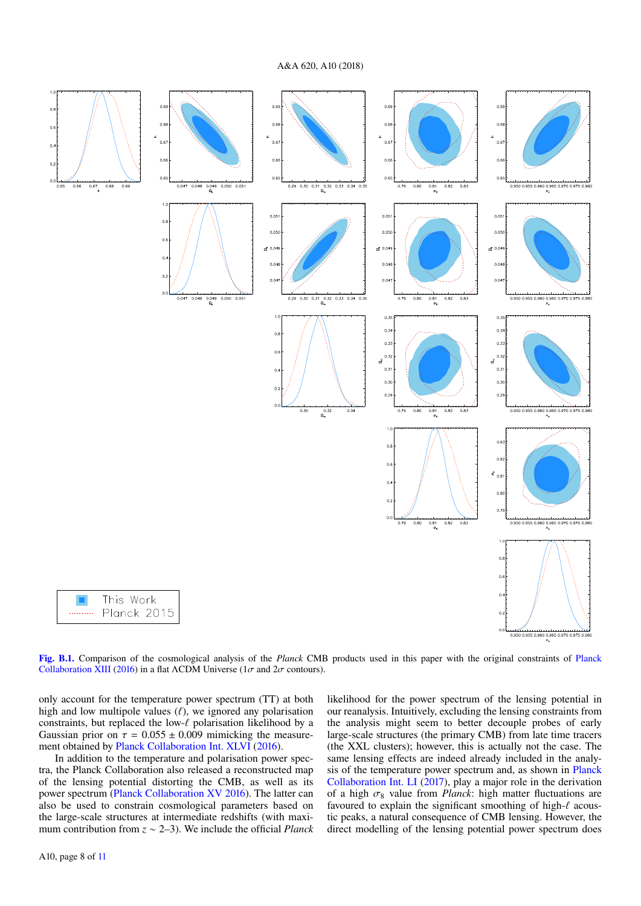Fig. B.1. Comparison of the cosmological analysis of the *Planck* CMB products used in this paper with the original constraints of Planck Collaboration XIII (2016) in a flat ΛCDM Universe (1$\sigma$ and 2$\sigma$ contours).

only account for the temperature power spectrum (TT) at both high and low multipole values ($\ell$), we ignored any polarisation constraints, but replaced the low-$\ell$ polarisation likelihood by a Gaussian prior on $\tau = 0.055 \pm 0.009$ mimicking the measurement obtained by Planck Collaboration Int. XLVI (2016).

In addition to the temperature and polarisation power spectra, the Planck Collaboration also released a reconstructed map of the lensing potential distorting the CMB, as well as its power spectrum (Planck Collaboration XV 2016). The latter can also be used to constrain cosmological parameters based on the large-scale structures at intermediate redshifts (with maximum contribution from $z \sim 2$–3). We include the official *Planck* likelihood for the power spectrum of the lensing potential in our reanalysis. Intuitively, excluding the lensing constraints from the analysis might seem to better decouple probes of early large-scale structures (the primary CMB) from late time tracers (the XXL clusters); however, this is actually not the case. The same lensing effects are indeed already included in the analysis of the temperature power spectrum and, as shown in Planck Collaboration Int. LI (2017), play a major role in the derivation of a high $\sigma_8$ value from *Planck*: high matter fluctuations are favoured to explain the significant smoothing of high-$\ell$ acoustic peaks, a natural consequence of CMB lensing. However, the direct modelling of the lensing potential power spectrum does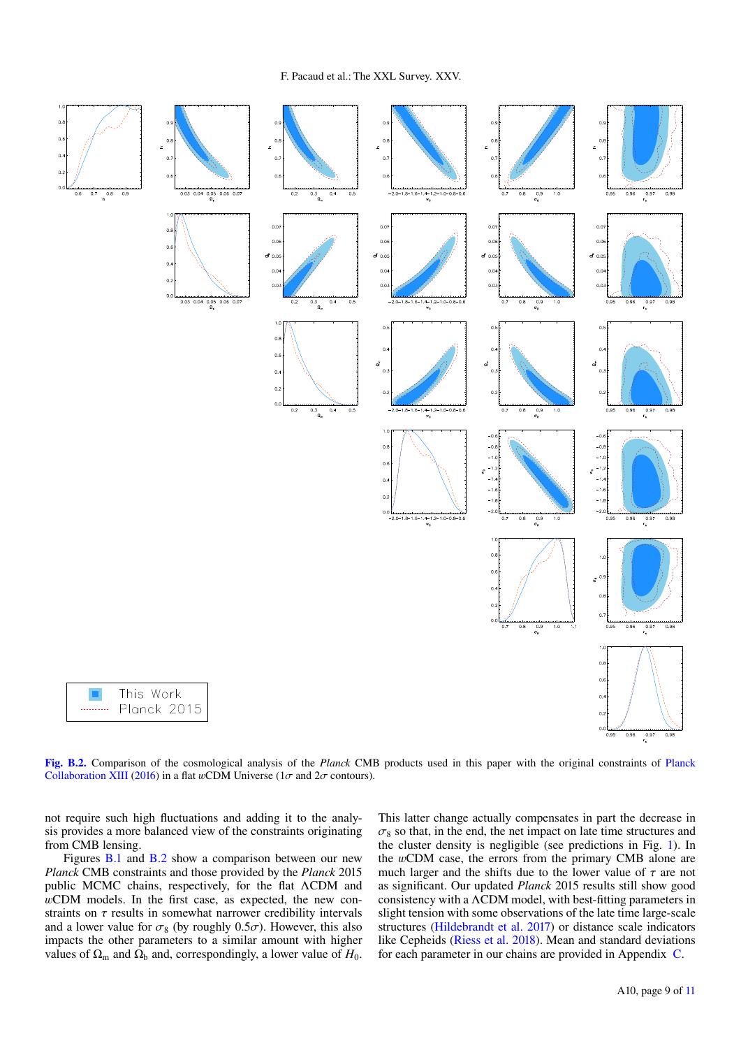**Fig. B.2.** Comparison of the cosmological analysis of the *Planck* CMB products used in this paper with the original constraints of Planck Collaboration XIII (2016) in a flat $w$CDM Universe ($1\sigma$ and $2\sigma$ contours).

not require such high fluctuations and adding it to the analysis provides a more balanced view of the constraints originating from CMB lensing.

Figures B.1 and B.2 show a comparison between our new *Planck* CMB constraints and those provided by the *Planck* 2015 public MCMC chains, respectively, for the flat $\Lambda$CDM and $w$CDM models. In the first case, as expected, the new constraints on $\tau$ results in somewhat narrower credibility intervals and a lower value for $\sigma_8$ (by roughly $0.5\sigma$). However, this also impacts the other parameters to a similar amount with higher values of $\Omega_m$ and $\Omega_b$ and, correspondingly, a lower value of $H_0$. This latter change actually compensates in part the decrease in $\sigma_8$ so that, in the end, the net impact on late time structures and the cluster density is negligible (see predictions in Fig. 1). In the $w$CDM case, the errors from the primary CMB alone are much larger and the shifts due to the lower value of $\tau$ are not as significant. Our updated *Planck* 2015 results still show good consistency with a $\Lambda$CDM model, with best-fitting parameters in slight tension with some observations of the late time large-scale structures (Hildebrandt et al. 2017) or distance scale indicators like Cepheids (Riess et al. 2018). Mean and standard deviations for each parameter in our chains are provided in Appendix C.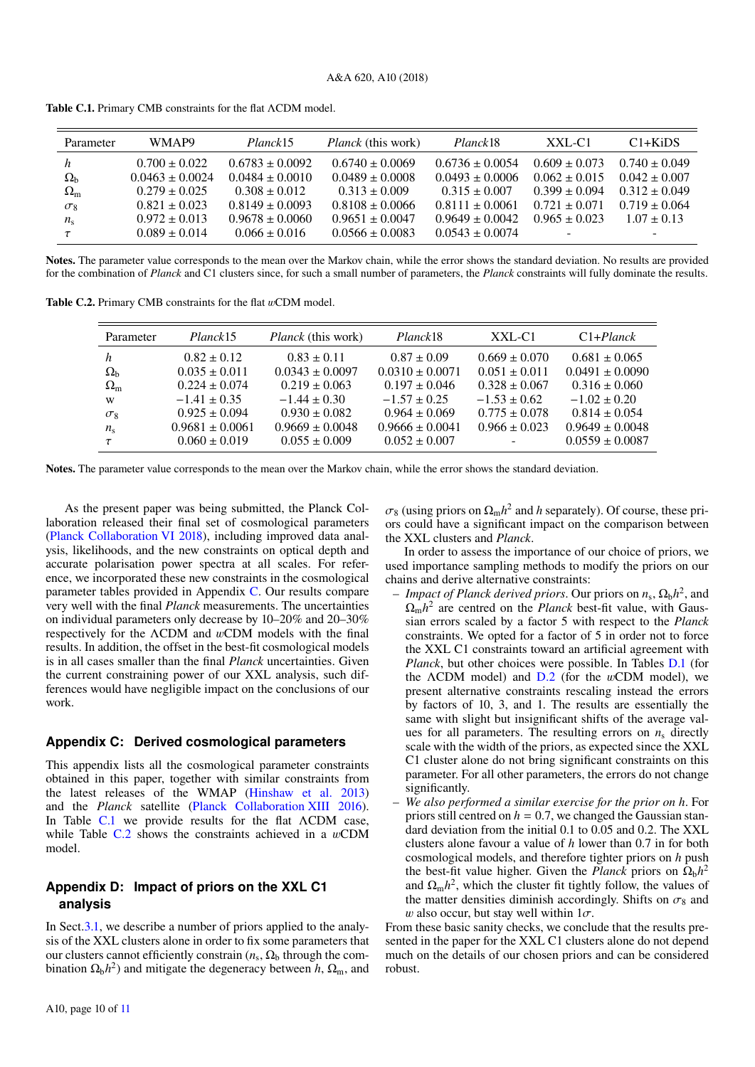**Table C.1.** Primary CMB constraints for the flat ΛCDM model.

| Parameter | WMAP9 | *Planck*15 | *Planck* (this work) | *Planck*18 | XXL-C1 | C1+KiDS |
|---|---|---|---|---|---|---|
| $h$ | $0.700 \pm 0.022$ | $0.6783 \pm 0.0092$ | $0.6740 \pm 0.0069$ | $0.6736 \pm 0.0054$ | $0.609 \pm 0.073$ | $0.740 \pm 0.049$ |
| $\Omega_b$ | $0.0463 \pm 0.0024$ | $0.0484 \pm 0.0010$ | $0.0489 \pm 0.0008$ | $0.0493 \pm 0.0006$ | $0.062 \pm 0.015$ | $0.042 \pm 0.007$ |
| $\Omega_m$ | $0.279 \pm 0.025$ | $0.308 \pm 0.012$ | $0.313 \pm 0.009$ | $0.315 \pm 0.007$ | $0.399 \pm 0.094$ | $0.312 \pm 0.049$ |
| $\sigma_8$ | $0.821 \pm 0.023$ | $0.8149 \pm 0.0093$ | $0.8108 \pm 0.0066$ | $0.8111 \pm 0.0061$ | $0.721 \pm 0.071$ | $0.719 \pm 0.064$ |
| $n_s$ | $0.972 \pm 0.013$ | $0.9678 \pm 0.0060$ | $0.9651 \pm 0.0047$ | $0.9649 \pm 0.0042$ | $0.965 \pm 0.023$ | $1.07 \pm 0.13$ |
| $\tau$ | $0.089 \pm 0.014$ | $0.066 \pm 0.016$ | $0.0566 \pm 0.0083$ | $0.0543 \pm 0.0074$ | - | - |

**Notes.** The parameter value corresponds to the mean over the Markov chain, while the error shows the standard deviation. No results are provided for the combination of *Planck* and C1 clusters since, for such a small number of parameters, the *Planck* constraints will fully dominate the results.

**Table C.2.** Primary CMB constraints for the flat $w$CDM model.

| Parameter | *Planck*15 | *Planck* (this work) | *Planck*18 | XXL-C1 | C1+*Planck* |
|---|---|---|---|---|---|
| $h$ | $0.82 \pm 0.12$ | $0.83 \pm 0.11$ | $0.87 \pm 0.09$ | $0.669 \pm 0.070$ | $0.681 \pm 0.065$ |
| $\Omega_b$ | $0.035 \pm 0.011$ | $0.0343 \pm 0.0097$ | $0.0310 \pm 0.0071$ | $0.051 \pm 0.011$ | $0.0491 \pm 0.0090$ |
| $\Omega_m$ | $0.224 \pm 0.074$ | $0.219 \pm 0.063$ | $0.197 \pm 0.046$ | $0.328 \pm 0.067$ | $0.316 \pm 0.060$ |
| w | $-1.41 \pm 0.35$ | $-1.44 \pm 0.30$ | $-1.57 \pm 0.25$ | $-1.53 \pm 0.62$ | $-1.02 \pm 0.20$ |
| $\sigma_8$ | $0.925 \pm 0.094$ | $0.930 \pm 0.082$ | $0.964 \pm 0.069$ | $0.775 \pm 0.078$ | $0.814 \pm 0.054$ |
| $n_s$ | $0.9681 \pm 0.0061$ | $0.9669 \pm 0.0048$ | $0.9666 \pm 0.0041$ | $0.966 \pm 0.023$ | $0.9649 \pm 0.0048$ |
| $\tau$ | $0.060 \pm 0.019$ | $0.055 \pm 0.009$ | $0.052 \pm 0.007$ | - | $0.0559 \pm 0.0087$ |

**Notes.** The parameter value corresponds to the mean over the Markov chain, while the error shows the standard deviation.

As the present paper was being submitted, the Planck Collaboration released their final set of cosmological parameters (Planck Collaboration VI 2018), including improved data analysis, likelihoods, and the new constraints on optical depth and accurate polarisation power spectra at all scales. For reference, we incorporated these new constraints in the cosmological parameter tables provided in Appendix C. Our results compare very well with the final *Planck* measurements. The uncertainties on individual parameters only decrease by 10–20% and 20–30% respectively for the ΛCDM and $w$CDM models with the final results. In addition, the offset in the best-fit cosmological models is in all cases smaller than the final *Planck* uncertainties. Given the current constraining power of our XXL analysis, such differences would have negligible impact on the conclusions of our work.

## Appendix C: Derived cosmological parameters

This appendix lists all the cosmological parameter constraints obtained in this paper, together with similar constraints from the latest releases of the WMAP (Hinshaw et al. 2013) and the *Planck* satellite (Planck Collaboration XIII 2016). In Table C.1 we provide results for the flat ΛCDM case, while Table C.2 shows the constraints achieved in a $w$CDM model.

## Appendix D: Impact of priors on the XXL C1 analysis

In Sect.3.1, we describe a number of priors applied to the analysis of the XXL clusters alone in order to fix some parameters that our clusters cannot efficiently constrain ($n_s$, $\Omega_b$ through the combination $\Omega_b h^2$) and mitigate the degeneracy between $h$, $\Omega_m$, and $\sigma_8$ (using priors on $\Omega_m h^2$ and $h$ separately). Of course, these priors could have a significant impact on the comparison between the XXL clusters and *Planck*.

In order to assess the importance of our choice of priors, we used importance sampling methods to modify the priors on our chains and derive alternative constraints:

– *Impact of Planck derived priors*. Our priors on $n_s$, $\Omega_b h^2$, and $\Omega_m h^2$ are centred on the *Planck* best-fit value, with Gaussian errors scaled by a factor 5 with respect to the *Planck* constraints. We opted for a factor of 5 in order not to force the XXL C1 constraints toward an artificial agreement with *Planck*, but other choices were possible. In Tables D.1 (for the ΛCDM model) and D.2 (for the $w$CDM model), we present alternative constraints rescaling instead the errors by factors of 10, 3, and 1. The results are essentially the same with slight but insignificant shifts of the average values for all parameters. The resulting errors on $n_s$ directly scale with the width of the priors, as expected since the XXL C1 cluster alone do not bring significant constraints on this parameter. For all other parameters, the errors do not change significantly.

– *We also performed a similar exercise for the prior on h*. For priors still centred on $h = 0.7$, we changed the Gaussian standard deviation from the initial 0.1 to 0.05 and 0.2. The XXL clusters alone favour a value of $h$ lower than 0.7 in for both cosmological models, and therefore tighter priors on $h$ push the best-fit value higher. Given the *Planck* priors on $\Omega_b h^2$ and $\Omega_m h^2$, which the cluster fit tightly follow, the values of the matter densities diminish accordingly. Shifts on $\sigma_8$ and $w$ also occur, but stay well within $1\sigma$.

From these basic sanity checks, we conclude that the results presented in the paper for the XXL C1 clusters alone do not depend much on the details of our chosen priors and can be considered robust.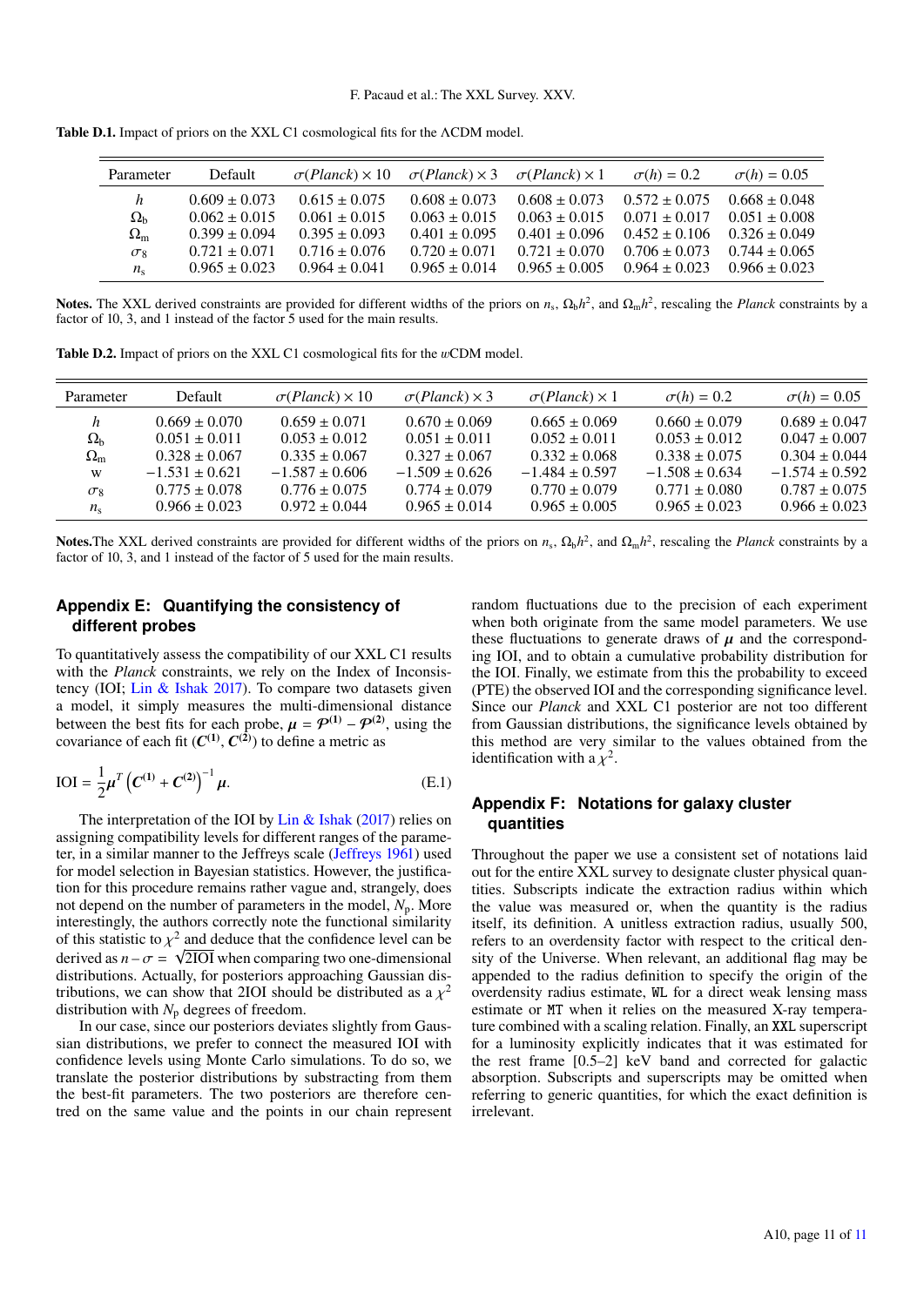**Table D.1.** Impact of priors on the XXL C1 cosmological fits for the ΛCDM model.

| Parameter | Default | $\sigma(Planck) \times 10$ | $\sigma(Planck) \times 3$ | $\sigma(Planck) \times 1$ | $\sigma(h) = 0.2$ | $\sigma(h) = 0.05$ |
|---|---|---|---|---|---|---|
| $h$ | $0.609 \pm 0.073$ | $0.615 \pm 0.075$ | $0.608 \pm 0.073$ | $0.608 \pm 0.073$ | $0.572 \pm 0.075$ | $0.668 \pm 0.048$ |
| $\Omega_b$ | $0.062 \pm 0.015$ | $0.061 \pm 0.015$ | $0.063 \pm 0.015$ | $0.063 \pm 0.015$ | $0.071 \pm 0.017$ | $0.051 \pm 0.008$ |
| $\Omega_m$ | $0.399 \pm 0.094$ | $0.395 \pm 0.093$ | $0.401 \pm 0.095$ | $0.401 \pm 0.096$ | $0.452 \pm 0.106$ | $0.326 \pm 0.049$ |
| $\sigma_8$ | $0.721 \pm 0.071$ | $0.716 \pm 0.076$ | $0.720 \pm 0.071$ | $0.721 \pm 0.070$ | $0.706 \pm 0.073$ | $0.744 \pm 0.065$ |
| $n_s$ | $0.965 \pm 0.023$ | $0.964 \pm 0.041$ | $0.965 \pm 0.014$ | $0.965 \pm 0.005$ | $0.964 \pm 0.023$ | $0.966 \pm 0.023$ |

**Notes.** The XXL derived constraints are provided for different widths of the priors on $n_s$, $\Omega_b h^2$, and $\Omega_m h^2$, rescaling the *Planck* constraints by a factor of 10, 3, and 1 instead of the factor 5 used for the main results.

**Table D.2.** Impact of priors on the XXL C1 cosmological fits for the $w$CDM model.

| Parameter | Default | $\sigma(Planck) \times 10$ | $\sigma(Planck) \times 3$ | $\sigma(Planck) \times 1$ | $\sigma(h) = 0.2$ | $\sigma(h) = 0.05$ |
|---|---|---|---|---|---|---|
| $h$ | $0.669 \pm 0.070$ | $0.659 \pm 0.071$ | $0.670 \pm 0.069$ | $0.665 \pm 0.069$ | $0.660 \pm 0.079$ | $0.689 \pm 0.047$ |
| $\Omega_b$ | $0.051 \pm 0.011$ | $0.053 \pm 0.012$ | $0.051 \pm 0.011$ | $0.052 \pm 0.011$ | $0.053 \pm 0.012$ | $0.047 \pm 0.007$ |
| $\Omega_m$ | $0.328 \pm 0.067$ | $0.335 \pm 0.067$ | $0.327 \pm 0.067$ | $0.332 \pm 0.068$ | $0.338 \pm 0.075$ | $0.304 \pm 0.044$ |
| w | $-1.531 \pm 0.621$ | $-1.587 \pm 0.606$ | $-1.509 \pm 0.626$ | $-1.484 \pm 0.597$ | $-1.508 \pm 0.634$ | $-1.574 \pm 0.592$ |
| $\sigma_8$ | $0.775 \pm 0.078$ | $0.776 \pm 0.075$ | $0.774 \pm 0.079$ | $0.770 \pm 0.079$ | $0.771 \pm 0.080$ | $0.787 \pm 0.075$ |
| $n_s$ | $0.966 \pm 0.023$ | $0.972 \pm 0.044$ | $0.965 \pm 0.014$ | $0.965 \pm 0.005$ | $0.965 \pm 0.023$ | $0.966 \pm 0.023$ |

**Notes.** The XXL derived constraints are provided for different widths of the priors on $n_s$, $\Omega_b h^2$, and $\Omega_m h^2$, rescaling the *Planck* constraints by a factor of 10, 3, and 1 instead of the factor of 5 used for the main results.

## Appendix E: Quantifying the consistency of different probes

To quantitatively assess the compatibility of our XXL C1 results with the *Planck* constraints, we rely on the Index of Inconsistency (IOI; Lin & Ishak 2017). To compare two datasets given a model, it simply measures the multi-dimensional distance between the best fits for each probe, $\boldsymbol{\mu} = \boldsymbol{\mathcal{P}}^{(1)} - \boldsymbol{\mathcal{P}}^{(2)}$, using the covariance of each fit ($\boldsymbol{C}^{(1)}, \boldsymbol{C}^{(2)}$) to define a metric as

$$\mathrm{IOI} = \frac{1}{2}\boldsymbol{\mu}^T \left(\boldsymbol{C}^{(1)} + \boldsymbol{C}^{(2)}\right)^{-1} \boldsymbol{\mu}. \tag{E.1}$$

The interpretation of the IOI by Lin & Ishak (2017) relies on assigning compatibility levels for different ranges of the parameter, in a similar manner to the Jeffreys scale (Jeffreys 1961) used for model selection in Bayesian statistics. However, the justification for this procedure remains rather vague and, strangely, does not depend on the number of parameters in the model, $N_p$. More interestingly, the authors correctly note the functional similarity of this statistic to $\chi^2$ and deduce that the confidence level can be derived as $n - \sigma = \sqrt{2\mathrm{IOI}}$ when comparing two one-dimensional distributions. Actually, for posteriors approaching Gaussian distributions, we can show that 2IOI should be distributed as a $\chi^2$ distribution with $N_p$ degrees of freedom.

In our case, since our posteriors deviates slightly from Gaussian distributions, we prefer to connect the measured IOI with confidence levels using Monte Carlo simulations. To do so, we translate the posterior distributions by substracting from them the best-fit parameters. The two posteriors are therefore centred on the same value and the points in our chain represent random fluctuations due to the precision of each experiment when both originate from the same model parameters. We use these fluctuations to generate draws of $\boldsymbol{\mu}$ and the corresponding IOI, and to obtain a cumulative probability distribution for the IOI. Finally, we estimate from this the probability to exceed (PTE) the observed IOI and the corresponding significance level. Since our *Planck* and XXL C1 posterior are not too different from Gaussian distributions, the significance levels obtained by this method are very similar to the values obtained from the identification with a $\chi^2$.

## Appendix F: Notations for galaxy cluster quantities

Throughout the paper we use a consistent set of notations laid out for the entire XXL survey to designate cluster physical quantities. Subscripts indicate the extraction radius within which the value was measured or, when the quantity is the radius itself, its definition. A unitless extraction radius, usually 500, refers to an overdensity factor with respect to the critical density of the Universe. When relevant, an additional flag may be appended to the radius definition to specify the origin of the overdensity radius estimate, WL for a direct weak lensing mass estimate or MT when it relies on the measured X-ray temperature combined with a scaling relation. Finally, an XXL superscript for a luminosity explicitly indicates that it was estimated for the rest frame [0.5–2] keV band and corrected for galactic absorption. Subscripts and superscripts may be omitted when referring to generic quantities, for which the exact definition is irrelevant.